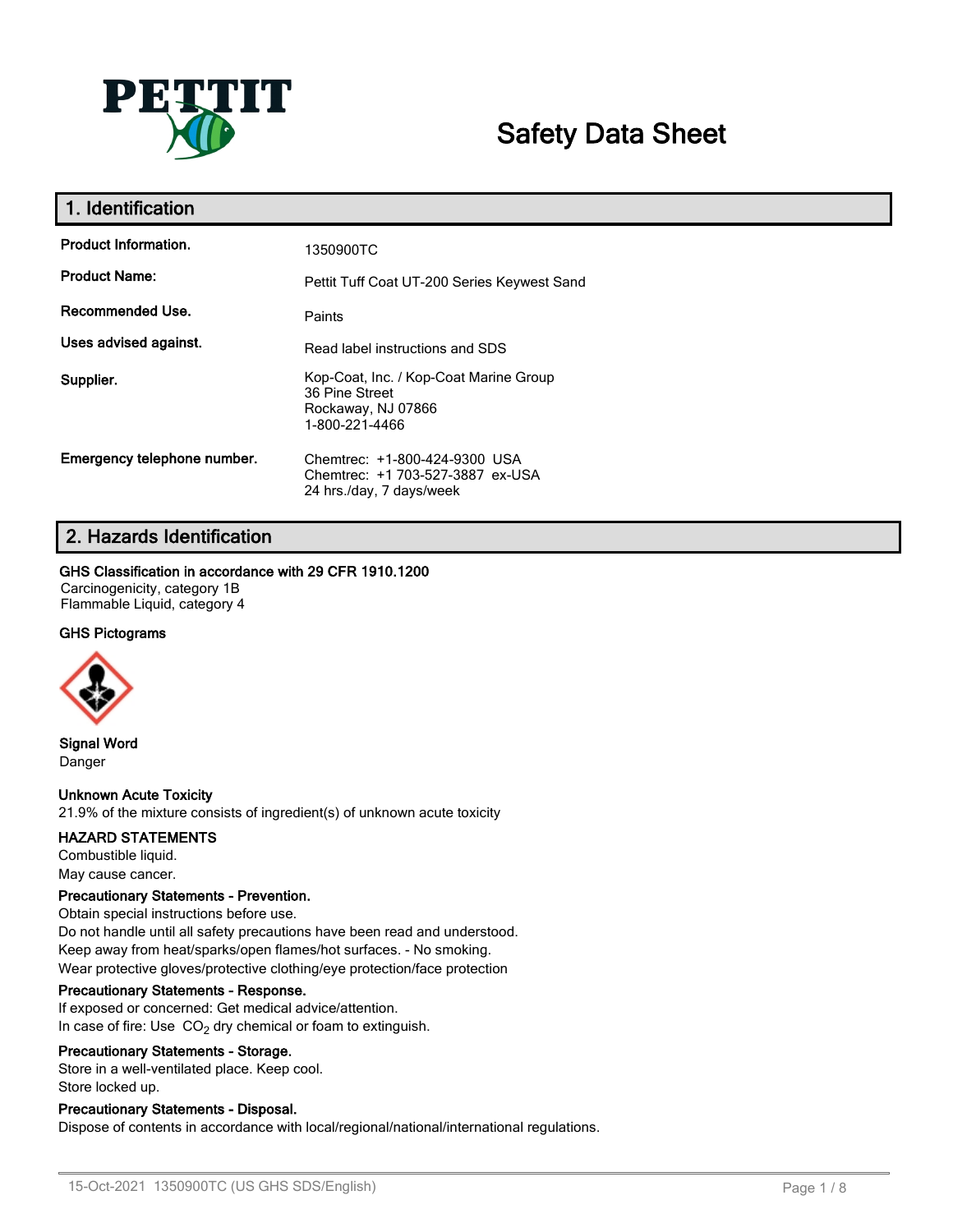# Safety Data Sheet

## 1. Identification

| | |
|---|---|
| **Product Information.** | 1350900TC |
| **Product Name:** | Pettit Tuff Coat UT-200 Series Keywest Sand |
| **Recommended Use.** | Paints |
| **Uses advised against.** | Read label instructions and SDS |
| **Supplier.** | Kop-Coat, Inc. / Kop-Coat Marine Group<br>36 Pine Street<br>Rockaway, NJ 07866<br>1-800-221-4466 |
| **Emergency telephone number.** | Chemtrec: +1-800-424-9300 USA<br>Chemtrec: +1 703-527-3887 ex-USA<br>24 hrs./day, 7 days/week |

## 2. Hazards Identification

**GHS Classification in accordance with 29 CFR 1910.1200**

Carcinogenicity, category 1B
Flammable Liquid, category 4

**GHS Pictograms**

**Signal Word**

Danger

**Unknown Acute Toxicity**

21.9% of the mixture consists of ingredient(s) of unknown acute toxicity

**HAZARD STATEMENTS**

Combustible liquid.
May cause cancer.

**Precautionary Statements - Prevention.**

Obtain special instructions before use.
Do not handle until all safety precautions have been read and understood.
Keep away from heat/sparks/open flames/hot surfaces. - No smoking.
Wear protective gloves/protective clothing/eye protection/face protection

**Precautionary Statements - Response.**

If exposed or concerned: Get medical advice/attention.
In case of fire: Use $CO_2$ dry chemical or foam to extinguish.

**Precautionary Statements - Storage.**

Store in a well-ventilated place. Keep cool.
Store locked up.

**Precautionary Statements - Disposal.**

Dispose of contents in accordance with local/regional/national/international regulations.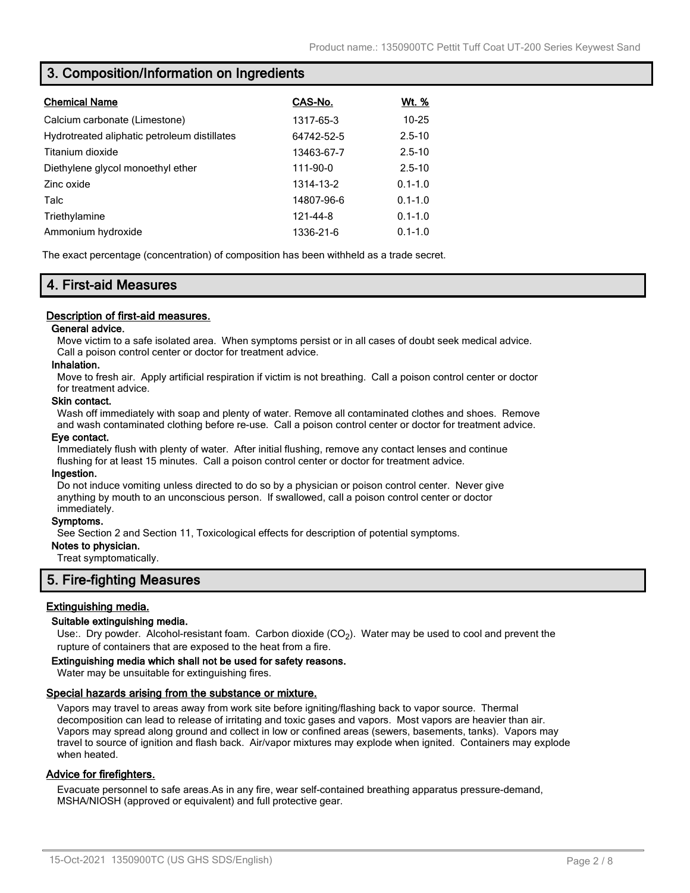## 3. Composition/Information on Ingredients

| Chemical Name | CAS-No. | Wt. % |
|---|---|---|
| Calcium carbonate (Limestone) | 1317-65-3 | 10-25 |
| Hydrotreated aliphatic petroleum distillates | 64742-52-5 | 2.5-10 |
| Titanium dioxide | 13463-67-7 | 2.5-10 |
| Diethylene glycol monoethyl ether | 111-90-0 | 2.5-10 |
| Zinc oxide | 1314-13-2 | 0.1-1.0 |
| Talc | 14807-96-6 | 0.1-1.0 |
| Triethylamine | 121-44-8 | 0.1-1.0 |
| Ammonium hydroxide | 1336-21-6 | 0.1-1.0 |

The exact percentage (concentration) of composition has been withheld as a trade secret.

## 4. First-aid Measures

### Description of first-aid measures.

**General advice.**

Move victim to a safe isolated area. When symptoms persist or in all cases of doubt seek medical advice. Call a poison control center or doctor for treatment advice.

**Inhalation.**

Move to fresh air. Apply artificial respiration if victim is not breathing. Call a poison control center or doctor for treatment advice.

**Skin contact.**

Wash off immediately with soap and plenty of water. Remove all contaminated clothes and shoes. Remove and wash contaminated clothing before re-use. Call a poison control center or doctor for treatment advice.

**Eye contact.**

Immediately flush with plenty of water. After initial flushing, remove any contact lenses and continue flushing for at least 15 minutes. Call a poison control center or doctor for treatment advice.

**Ingestion.**

Do not induce vomiting unless directed to do so by a physician or poison control center. Never give anything by mouth to an unconscious person. If swallowed, call a poison control center or doctor immediately.

**Symptoms.**

See Section 2 and Section 11, Toxicological effects for description of potential symptoms.

**Notes to physician.**

Treat symptomatically.

## 5. Fire-fighting Measures

### Extinguishing media.

**Suitable extinguishing media.**

Use:. Dry powder. Alcohol-resistant foam. Carbon dioxide ($CO_2$). Water may be used to cool and prevent the rupture of containers that are exposed to the heat from a fire.

**Extinguishing media which shall not be used for safety reasons.**

Water may be unsuitable for extinguishing fires.

### Special hazards arising from the substance or mixture.

Vapors may travel to areas away from work site before igniting/flashing back to vapor source. Thermal decomposition can lead to release of irritating and toxic gases and vapors. Most vapors are heavier than air. Vapors may spread along ground and collect in low or confined areas (sewers, basements, tanks). Vapors may travel to source of ignition and flash back. Air/vapor mixtures may explode when ignited. Containers may explode when heated.

### Advice for firefighters.

Evacuate personnel to safe areas.As in any fire, wear self-contained breathing apparatus pressure-demand, MSHA/NIOSH (approved or equivalent) and full protective gear.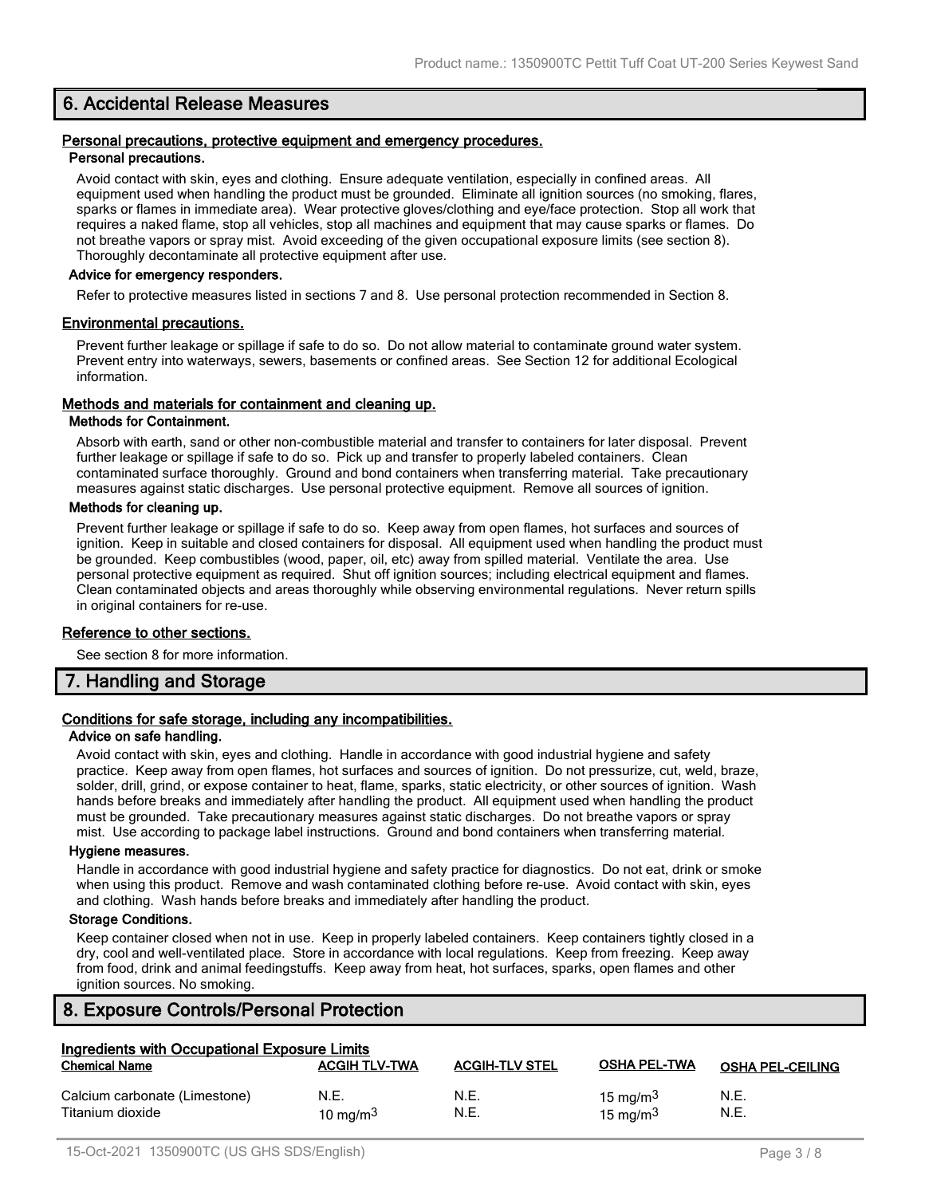## 6. Accidental Release Measures

### Personal precautions, protective equipment and emergency procedures.

**Personal precautions.**

Avoid contact with skin, eyes and clothing. Ensure adequate ventilation, especially in confined areas. All equipment used when handling the product must be grounded. Eliminate all ignition sources (no smoking, flares, sparks or flames in immediate area). Wear protective gloves/clothing and eye/face protection. Stop all work that requires a naked flame, stop all vehicles, stop all machines and equipment that may cause sparks or flames. Do not breathe vapors or spray mist. Avoid exceeding of the given occupational exposure limits (see section 8). Thoroughly decontaminate all protective equipment after use.

**Advice for emergency responders.**

Refer to protective measures listed in sections 7 and 8. Use personal protection recommended in Section 8.

### Environmental precautions.

Prevent further leakage or spillage if safe to do so. Do not allow material to contaminate ground water system. Prevent entry into waterways, sewers, basements or confined areas. See Section 12 for additional Ecological information.

### Methods and materials for containment and cleaning up.

**Methods for Containment.**

Absorb with earth, sand or other non-combustible material and transfer to containers for later disposal. Prevent further leakage or spillage if safe to do so. Pick up and transfer to properly labeled containers. Clean contaminated surface thoroughly. Ground and bond containers when transferring material. Take precautionary measures against static discharges. Use personal protective equipment. Remove all sources of ignition.

**Methods for cleaning up.**

Prevent further leakage or spillage if safe to do so. Keep away from open flames, hot surfaces and sources of ignition. Keep in suitable and closed containers for disposal. All equipment used when handling the product must be grounded. Keep combustibles (wood, paper, oil, etc) away from spilled material. Ventilate the area. Use personal protective equipment as required. Shut off ignition sources; including electrical equipment and flames. Clean contaminated objects and areas thoroughly while observing environmental regulations. Never return spills in original containers for re-use.

### Reference to other sections.

See section 8 for more information.

## 7. Handling and Storage

### Conditions for safe storage, including any incompatibilities.

**Advice on safe handling.**

Avoid contact with skin, eyes and clothing. Handle in accordance with good industrial hygiene and safety practice. Keep away from open flames, hot surfaces and sources of ignition. Do not pressurize, cut, weld, braze, solder, drill, grind, or expose container to heat, flame, sparks, static electricity, or other sources of ignition. Wash hands before breaks and immediately after handling the product. All equipment used when handling the product must be grounded. Take precautionary measures against static discharges. Do not breathe vapors or spray mist. Use according to package label instructions. Ground and bond containers when transferring material.

**Hygiene measures.**

Handle in accordance with good industrial hygiene and safety practice for diagnostics. Do not eat, drink or smoke when using this product. Remove and wash contaminated clothing before re-use. Avoid contact with skin, eyes and clothing. Wash hands before breaks and immediately after handling the product.

**Storage Conditions.**

Keep container closed when not in use. Keep in properly labeled containers. Keep containers tightly closed in a dry, cool and well-ventilated place. Store in accordance with local regulations. Keep from freezing. Keep away from food, drink and animal feedingstuffs. Keep away from heat, hot surfaces, sparks, open flames and other ignition sources. No smoking.

## 8. Exposure Controls/Personal Protection

### Ingredients with Occupational Exposure Limits

| Chemical Name | ACGIH TLV-TWA | ACGIH-TLV STEL | OSHA PEL-TWA | OSHA PEL-CEILING |
|---|---|---|---|---|
| Calcium carbonate (Limestone) | N.E. | N.E. | 15 mg/m$^3$ | N.E. |
| Titanium dioxide | 10 mg/m$^3$ | N.E. | 15 mg/m$^3$ | N.E. |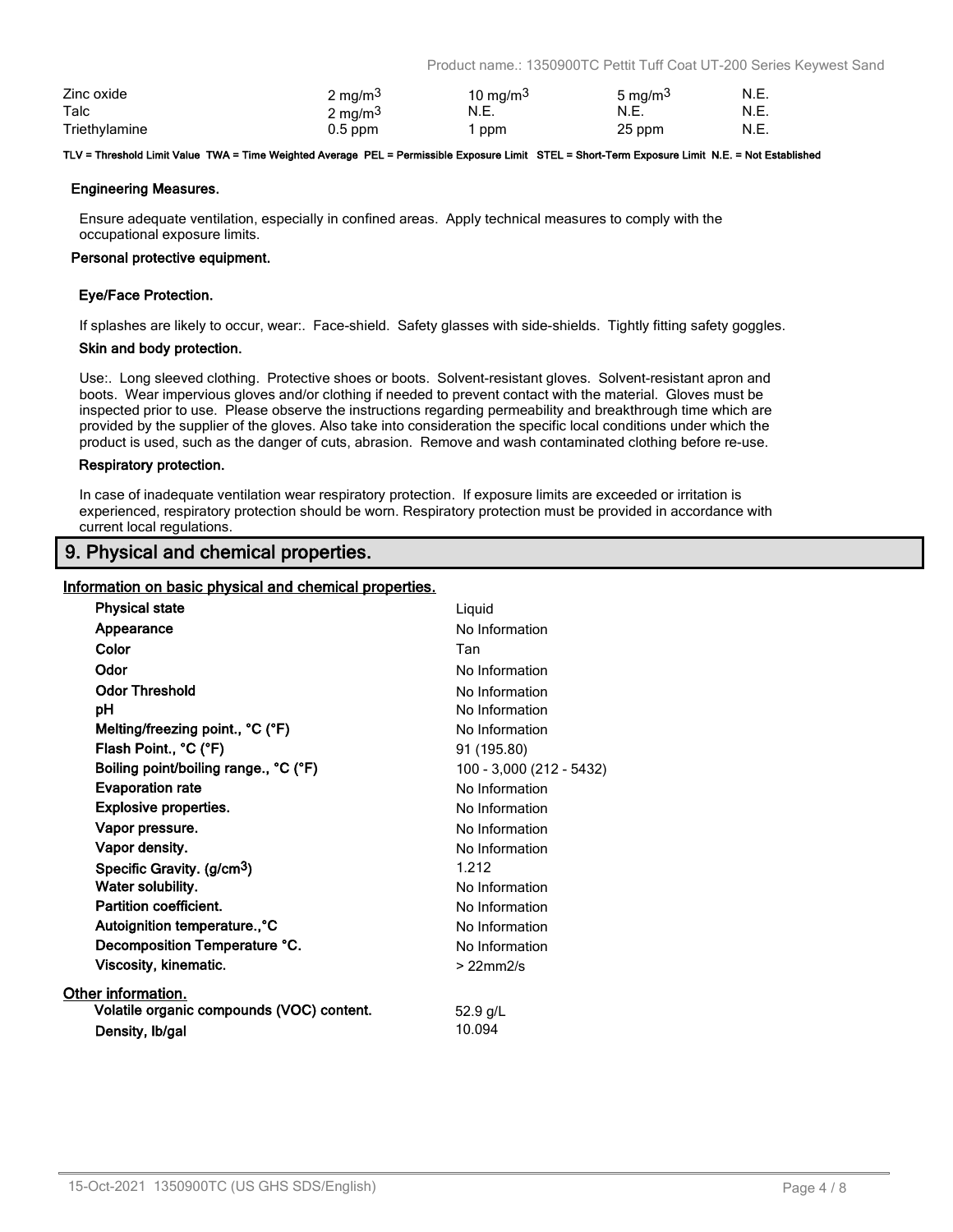| | | | | |
|---|---|---|---|---|
| Zinc oxide | 2 mg/m3 | 10 mg/m3 | 5 mg/m3 | N.E. |
| Talc | 2 mg/m3 | N.E. | N.E. | N.E. |
| Triethylamine | 0.5 ppm | 1 ppm | 25 ppm | N.E. |

**TLV = Threshold Limit Value TWA = Time Weighted Average PEL = Permissible Exposure Limit STEL = Short-Term Exposure Limit N.E. = Not Established**

**Engineering Measures.**

Ensure adequate ventilation, especially in confined areas. Apply technical measures to comply with the occupational exposure limits.

**Personal protective equipment.**

**Eye/Face Protection.**

If splashes are likely to occur, wear:. Face-shield. Safety glasses with side-shields. Tightly fitting safety goggles.

**Skin and body protection.**

Use:. Long sleeved clothing. Protective shoes or boots. Solvent-resistant gloves. Solvent-resistant apron and boots. Wear impervious gloves and/or clothing if needed to prevent contact with the material. Gloves must be inspected prior to use. Please observe the instructions regarding permeability and breakthrough time which are provided by the supplier of the gloves. Also take into consideration the specific local conditions under which the product is used, such as the danger of cuts, abrasion. Remove and wash contaminated clothing before re-use.

**Respiratory protection.**

In case of inadequate ventilation wear respiratory protection. If exposure limits are exceeded or irritation is experienced, respiratory protection should be worn. Respiratory protection must be provided in accordance with current local regulations.

## 9. Physical and chemical properties.

**Information on basic physical and chemical properties.**

| | |
|---|---|
| **Physical state** | Liquid |
| **Appearance** | No Information |
| **Color** | Tan |
| **Odor** | No Information |
| **Odor Threshold** | No Information |
| **pH** | No Information |
| **Melting/freezing point., °C (°F)** | No Information |
| **Flash Point., °C (°F)** | 91 (195.80) |
| **Boiling point/boiling range., °C (°F)** | 100 - 3,000 (212 - 5432) |
| **Evaporation rate** | No Information |
| **Explosive properties.** | No Information |
| **Vapor pressure.** | No Information |
| **Vapor density.** | No Information |
| **Specific Gravity. (g/cm3)** | 1.212 |
| **Water solubility.** | No Information |
| **Partition coefficient.** | No Information |
| **Autoignition temperature.,°C** | No Information |
| **Decomposition Temperature °C.** | No Information |
| **Viscosity, kinematic.** | > 22mm2/s |

**Other information.**

| | |
|---|---|
| **Volatile organic compounds (VOC) content.** | 52.9 g/L |
| **Density, lb/gal** | 10.094 |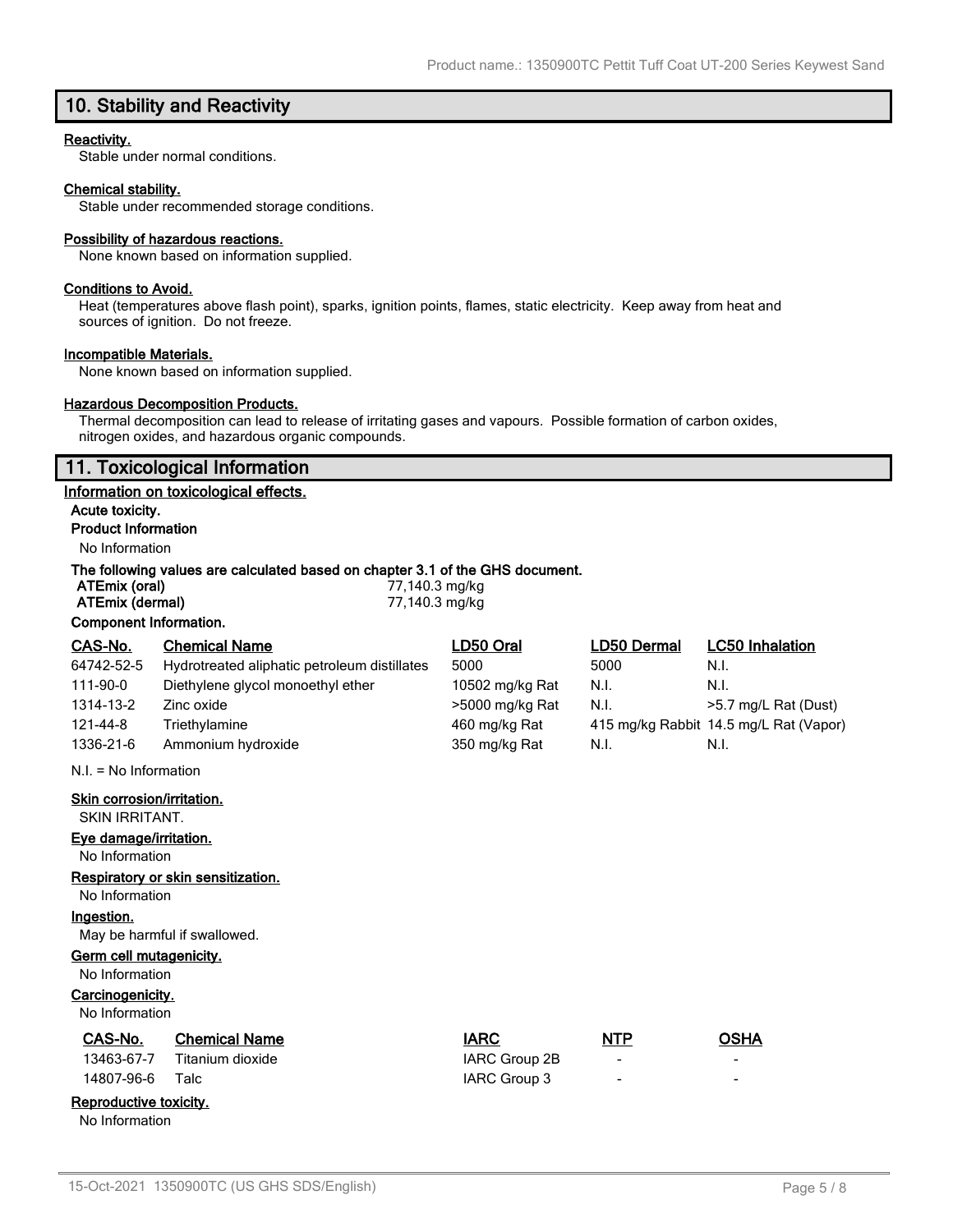## 10. Stability and Reactivity

**Reactivity.**

Stable under normal conditions.

**Chemical stability.**

Stable under recommended storage conditions.

**Possibility of hazardous reactions.**

None known based on information supplied.

**Conditions to Avoid.**

Heat (temperatures above flash point), sparks, ignition points, flames, static electricity. Keep away from heat and sources of ignition. Do not freeze.

**Incompatible Materials.**

None known based on information supplied.

**Hazardous Decomposition Products.**

Thermal decomposition can lead to release of irritating gases and vapours. Possible formation of carbon oxides, nitrogen oxides, and hazardous organic compounds.

## 11. Toxicological Information

**Information on toxicological effects.**

**Acute toxicity.**

**Product Information**

No Information

**The following values are calculated based on chapter 3.1 of the GHS document.**

| | |
|---|---|
| **ATEmix (oral)** | 77,140.3 mg/kg |
| **ATEmix (dermal)** | 77,140.3 mg/kg |

**Component Information.**

| CAS-No. | Chemical Name | LD50 Oral | LD50 Dermal | LC50 Inhalation |
|---|---|---|---|---|
| 64742-52-5 | Hydrotreated aliphatic petroleum distillates | 5000 | 5000 | N.I. |
| 111-90-0 | Diethylene glycol monoethyl ether | 10502 mg/kg Rat | N.I. | N.I. |
| 1314-13-2 | Zinc oxide | >5000 mg/kg Rat | N.I. | >5.7 mg/L Rat (Dust) |
| 121-44-8 | Triethylamine | 460 mg/kg Rat | 415 mg/kg Rabbit | 14.5 mg/L Rat (Vapor) |
| 1336-21-6 | Ammonium hydroxide | 350 mg/kg Rat | N.I. | N.I. |

N.I. = No Information

**Skin corrosion/irritation.**

SKIN IRRITANT.

**Eye damage/irritation.**

No Information

**Respiratory or skin sensitization.**

No Information

**Ingestion.**

May be harmful if swallowed.

**Germ cell mutagenicity.**

No Information

**Carcinogenicity.**

No Information

| CAS-No. | Chemical Name | IARC | NTP | OSHA |
|---|---|---|---|---|
| 13463-67-7 | Titanium dioxide | IARC Group 2B | - | - |
| 14807-96-6 | Talc | IARC Group 3 | - | - |

**Reproductive toxicity.**

No Information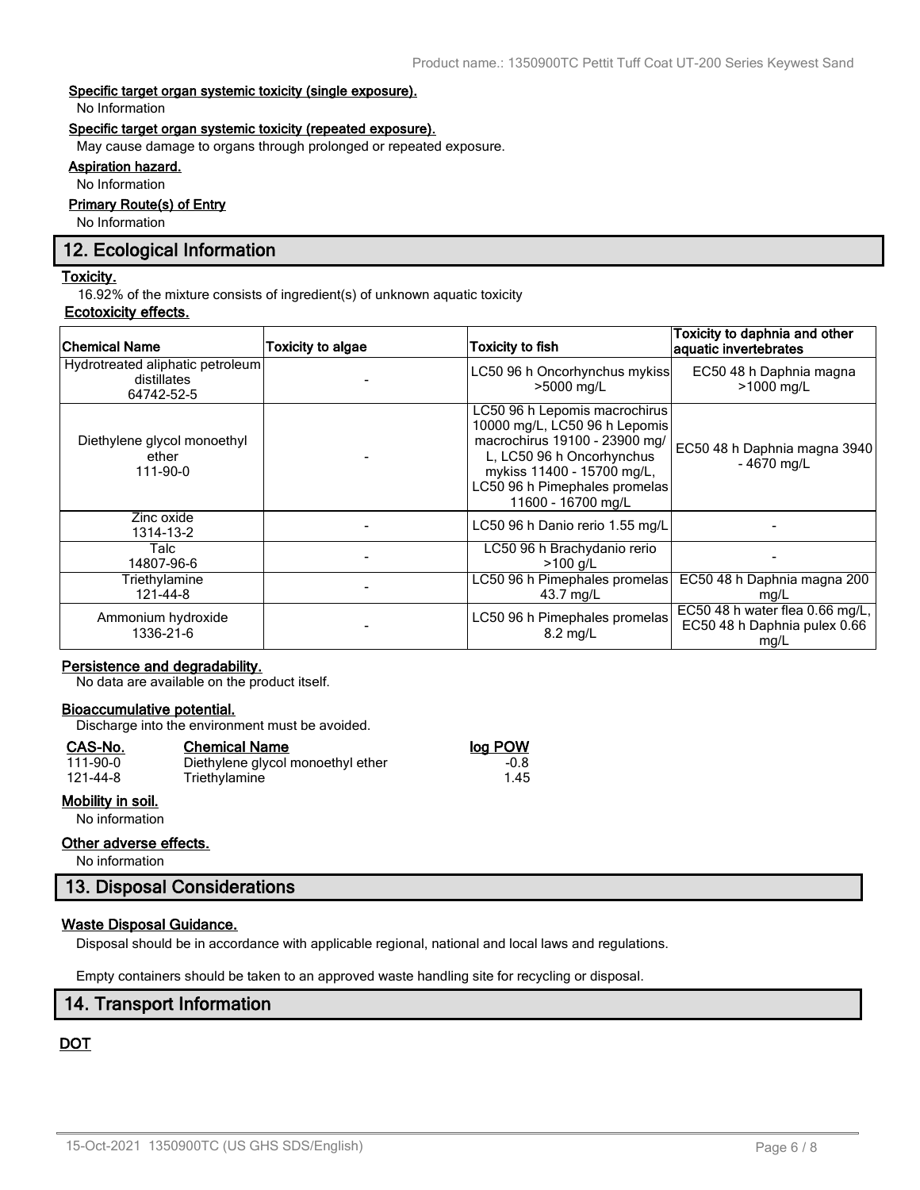**Specific target organ systemic toxicity (single exposure).**

No Information

**Specific target organ systemic toxicity (repeated exposure).**

May cause damage to organs through prolonged or repeated exposure.

**Aspiration hazard.**

No Information

**Primary Route(s) of Entry**

No Information

## 12. Ecological Information

**Toxicity.**

16.92% of the mixture consists of ingredient(s) of unknown aquatic toxicity

**Ecotoxicity effects.**

| Chemical Name | Toxicity to algae | Toxicity to fish | Toxicity to daphnia and other aquatic invertebrates |
|---|---|---|---|
| Hydrotreated aliphatic petroleum distillates 64742-52-5 | - | LC50 96 h Oncorhynchus mykiss >5000 mg/L | EC50 48 h Daphnia magna >1000 mg/L |
| Diethylene glycol monoethyl ether 111-90-0 | - | LC50 96 h Lepomis macrochirus 10000 mg/L, LC50 96 h Lepomis macrochirus 19100 - 23900 mg/L, LC50 96 h Oncorhynchus mykiss 11400 - 15700 mg/L, LC50 96 h Pimephales promelas 11600 - 16700 mg/L | EC50 48 h Daphnia magna 3940 - 4670 mg/L |
| Zinc oxide 1314-13-2 | - | LC50 96 h Danio rerio 1.55 mg/L | - |
| Talc 14807-96-6 | - | LC50 96 h Brachydanio rerio >100 g/L | - |
| Triethylamine 121-44-8 | - | LC50 96 h Pimephales promelas 43.7 mg/L | EC50 48 h Daphnia magna 200 mg/L |
| Ammonium hydroxide 1336-21-6 | - | LC50 96 h Pimephales promelas 8.2 mg/L | EC50 48 h water flea 0.66 mg/L, EC50 48 h Daphnia pulex 0.66 mg/L |

**Persistence and degradability.**

No data are available on the product itself.

**Bioaccumulative potential.**

Discharge into the environment must be avoided.

| CAS-No. | Chemical Name | log POW |
|---|---|---|
| 111-90-0 | Diethylene glycol monoethyl ether | -0.8 |
| 121-44-8 | Triethylamine | 1.45 |

**Mobility in soil.**

No information

**Other adverse effects.**

No information

## 13. Disposal Considerations

**Waste Disposal Guidance.**

Disposal should be in accordance with applicable regional, national and local laws and regulations.

Empty containers should be taken to an approved waste handling site for recycling or disposal.

## 14. Transport Information

**DOT**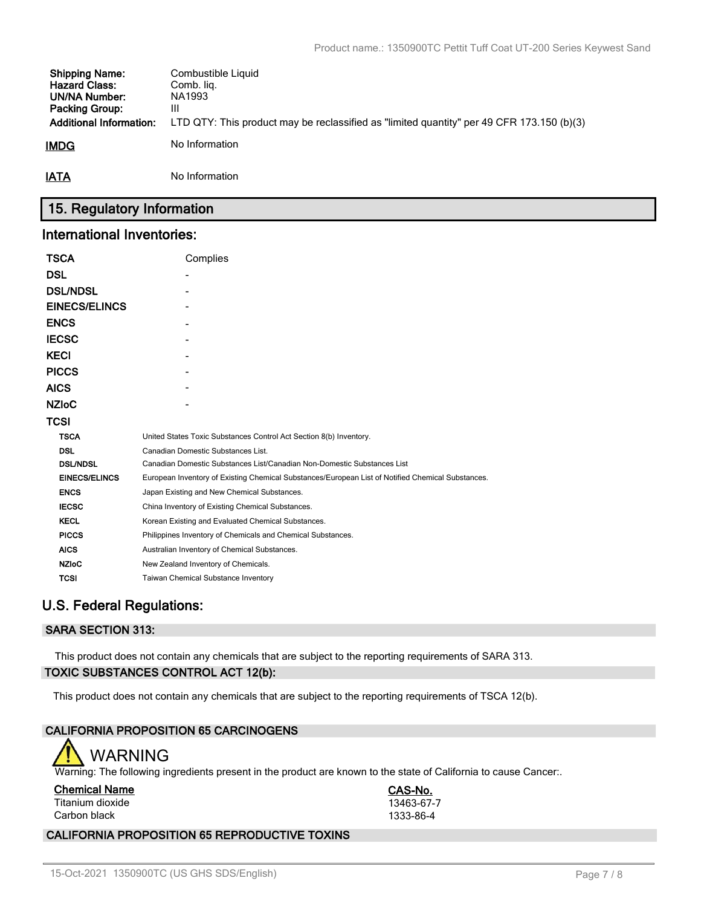| | |
|---|---|
| **Shipping Name:** | Combustible Liquid |
| **Hazard Class:** | Comb. liq. |
| **UN/NA Number:** | NA1993 |
| **Packing Group:** | III |
| **Additional Information:** | LTD QTY: This product may be reclassified as "limited quantity" per 49 CFR 173.150 (b)(3) |

**IMDG** No Information

**IATA** No Information

## 15. Regulatory Information

### International Inventories:

| | |
|---|---|
| **TSCA** | Complies |
| **DSL** | - |
| **DSL/NDSL** | - |
| **EINECS/ELINCS** | - |
| **ENCS** | - |
| **IECSC** | - |
| **KECI** | - |
| **PICCS** | - |
| **AICS** | - |
| **NZIoC** | - |
| **TCSI** | |

| | |
|---|---|
| **TSCA** | United States Toxic Substances Control Act Section 8(b) Inventory. |
| **DSL** | Canadian Domestic Substances List. |
| **DSL/NDSL** | Canadian Domestic Substances List/Canadian Non-Domestic Substances List |
| **EINECS/ELINCS** | European Inventory of Existing Chemical Substances/European List of Notified Chemical Substances. |
| **ENCS** | Japan Existing and New Chemical Substances. |
| **IECSC** | China Inventory of Existing Chemical Substances. |
| **KECL** | Korean Existing and Evaluated Chemical Substances. |
| **PICCS** | Philippines Inventory of Chemicals and Chemical Substances. |
| **AICS** | Australian Inventory of Chemical Substances. |
| **NZIoC** | New Zealand Inventory of Chemicals. |
| **TCSI** | Taiwan Chemical Substance Inventory |

### U.S. Federal Regulations:

**SARA SECTION 313:**

This product does not contain any chemicals that are subject to the reporting requirements of SARA 313.

**TOXIC SUBSTANCES CONTROL ACT 12(b):**

This product does not contain any chemicals that are subject to the reporting requirements of TSCA 12(b).

**CALIFORNIA PROPOSITION 65 CARCINOGENS**

WARNING

Warning: The following ingredients present in the product are known to the state of California to cause Cancer:.

| Chemical Name | CAS-No. |
|---|---|
| Titanium dioxide | 13463-67-7 |
| Carbon black | 1333-86-4 |

**CALIFORNIA PROPOSITION 65 REPRODUCTIVE TOXINS**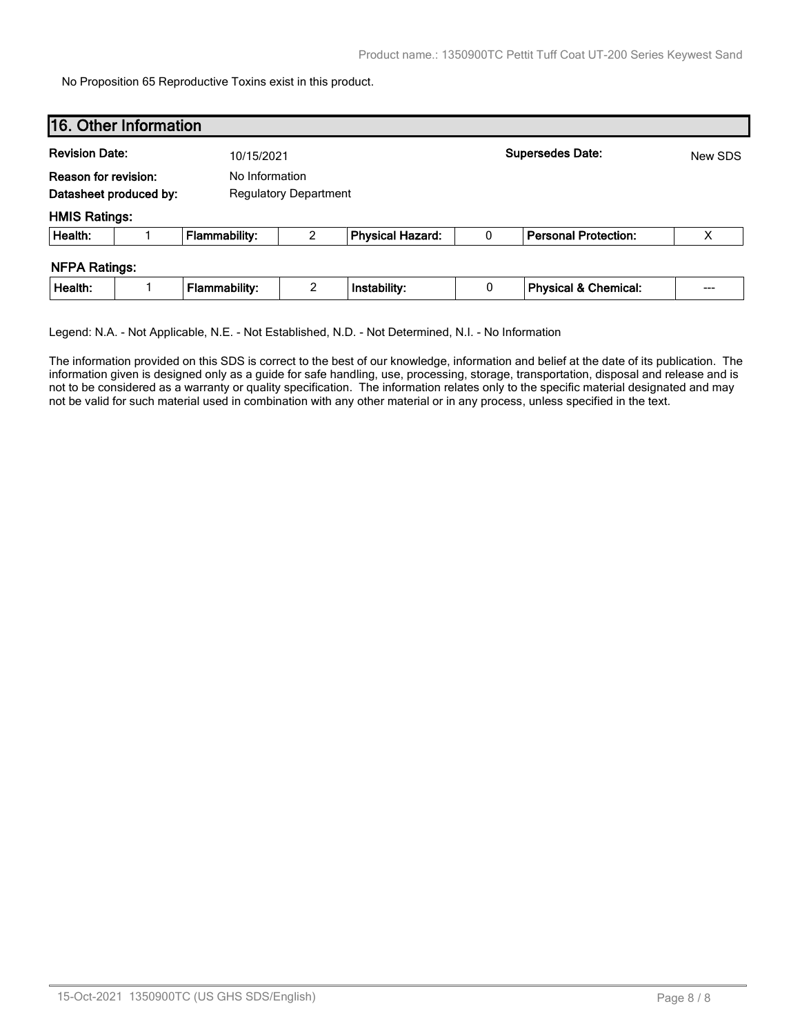No Proposition 65 Reproductive Toxins exist in this product.

## 16. Other Information

**Revision Date:** 10/15/2021 **Supersedes Date:** New SDS

**Reason for revision:** No Information

**Datasheet produced by:** Regulatory Department

**HMIS Ratings:**

| | | | | | | | |
|---|---|---|---|---|---|---|---|
| **Health:** | 1 | **Flammability:** | 2 | **Physical Hazard:** | 0 | **Personal Protection:** | X |

**NFPA Ratings:**

| | | | | | | | |
|---|---|---|---|---|---|---|---|
| **Health:** | 1 | **Flammability:** | 2 | **Instability:** | 0 | **Physical & Chemical:** | --- |

Legend: N.A. - Not Applicable, N.E. - Not Established, N.D. - Not Determined, N.I. - No Information

The information provided on this SDS is correct to the best of our knowledge, information and belief at the date of its publication. The information given is designed only as a guide for safe handling, use, processing, storage, transportation, disposal and release and is not to be considered as a warranty or quality specification. The information relates only to the specific material designated and may not be valid for such material used in combination with any other material or in any process, unless specified in the text.